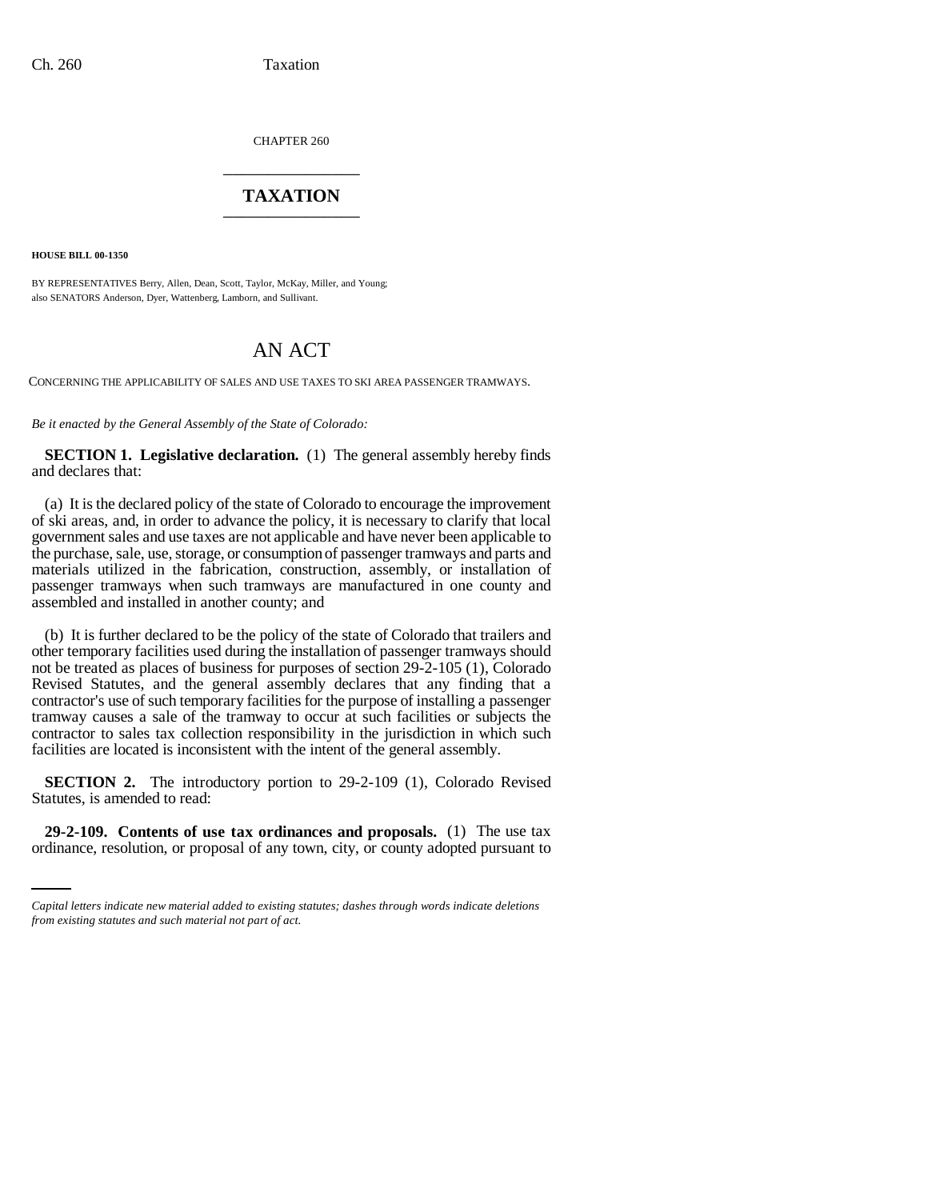CHAPTER 260

# TAXATION

**HOUSE BILL 00-1350**

BY REPRESENTATIVES Berry, Allen, Dean, Scott, Taylor, McKay, Miller, and Young;
also SENATORS Anderson, Dyer, Wattenberg, Lamborn, and Sullivant.

# AN ACT

CONCERNING THE APPLICABILITY OF SALES AND USE TAXES TO SKI AREA PASSENGER TRAMWAYS.

*Be it enacted by the General Assembly of the State of Colorado:*

**SECTION 1. Legislative declaration.** (1) The general assembly hereby finds and declares that:

(a) It is the declared policy of the state of Colorado to encourage the improvement of ski areas, and, in order to advance the policy, it is necessary to clarify that local government sales and use taxes are not applicable and have never been applicable to the purchase, sale, use, storage, or consumption of passenger tramways and parts and materials utilized in the fabrication, construction, assembly, or installation of passenger tramways when such tramways are manufactured in one county and assembled and installed in another county; and

(b) It is further declared to be the policy of the state of Colorado that trailers and other temporary facilities used during the installation of passenger tramways should not be treated as places of business for purposes of section 29-2-105 (1), Colorado Revised Statutes, and the general assembly declares that any finding that a contractor's use of such temporary facilities for the purpose of installing a passenger tramway causes a sale of the tramway to occur at such facilities or subjects the contractor to sales tax collection responsibility in the jurisdiction in which such facilities are located is inconsistent with the intent of the general assembly.

**SECTION 2.** The introductory portion to 29-2-109 (1), Colorado Revised Statutes, is amended to read:

**29-2-109. Contents of use tax ordinances and proposals.** (1) The use tax ordinance, resolution, or proposal of any town, city, or county adopted pursuant to

*Capital letters indicate new material added to existing statutes; dashes through words indicate deletions from existing statutes and such material not part of act.*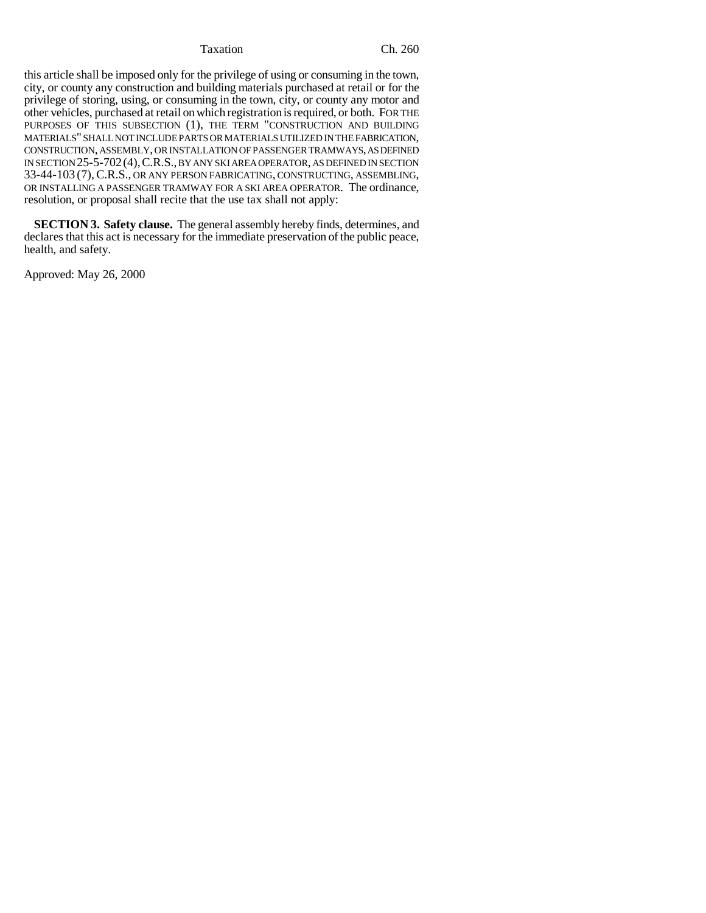this article shall be imposed only for the privilege of using or consuming in the town, city, or county any construction and building materials purchased at retail or for the privilege of storing, using, or consuming in the town, city, or county any motor and other vehicles, purchased at retail on which registration is required, or both. FOR THE PURPOSES OF THIS SUBSECTION (1), THE TERM "CONSTRUCTION AND BUILDING MATERIALS" SHALL NOT INCLUDE PARTS OR MATERIALS UTILIZED IN THE FABRICATION, CONSTRUCTION, ASSEMBLY, OR INSTALLATION OF PASSENGER TRAMWAYS, AS DEFINED IN SECTION 25-5-702 (4), C.R.S., BY ANY SKI AREA OPERATOR, AS DEFINED IN SECTION 33-44-103 (7), C.R.S., OR ANY PERSON FABRICATING, CONSTRUCTING, ASSEMBLING, OR INSTALLING A PASSENGER TRAMWAY FOR A SKI AREA OPERATOR. The ordinance, resolution, or proposal shall recite that the use tax shall not apply:

**SECTION 3. Safety clause.** The general assembly hereby finds, determines, and declares that this act is necessary for the immediate preservation of the public peace, health, and safety.

Approved: May 26, 2000